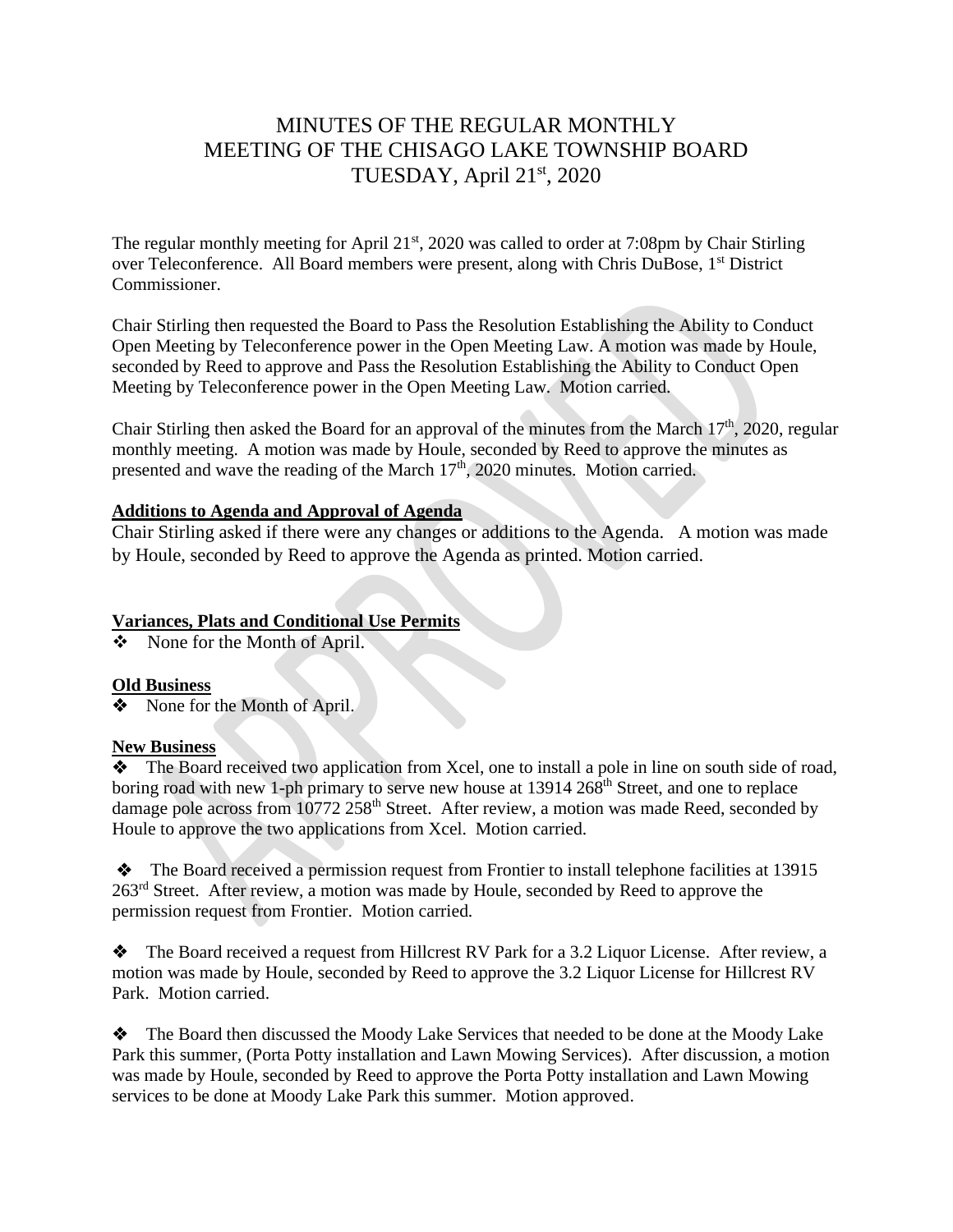# MINUTES OF THE REGULAR MONTHLY MEETING OF THE CHISAGO LAKE TOWNSHIP BOARD TUESDAY, April 21st, 2020

The regular monthly meeting for April 21st, 2020 was called to order at 7:08pm by Chair Stirling over Teleconference. All Board members were present, along with Chris DuBose, 1st District Commissioner.

Chair Stirling then requested the Board to Pass the Resolution Establishing the Ability to Conduct Open Meeting by Teleconference power in the Open Meeting Law. A motion was made by Houle, seconded by Reed to approve and Pass the Resolution Establishing the Ability to Conduct Open Meeting by Teleconference power in the Open Meeting Law. Motion carried.

Chair Stirling then asked the Board for an approval of the minutes from the March 17th, 2020, regular monthly meeting. A motion was made by Houle, seconded by Reed to approve the minutes as presented and wave the reading of the March 17th, 2020 minutes. Motion carried.

**Additions to Agenda and Approval of Agenda**

Chair Stirling asked if there were any changes or additions to the Agenda. A motion was made by Houle, seconded by Reed to approve the Agenda as printed. Motion carried.

**Variances, Plats and Conditional Use Permits**

- None for the Month of April.

**Old Business**

- None for the Month of April.

**New Business**

- The Board received two application from Xcel, one to install a pole in line on south side of road, boring road with new 1-ph primary to serve new house at 13914 268th Street, and one to replace damage pole across from 10772 258th Street. After review, a motion was made Reed, seconded by Houle to approve the two applications from Xcel. Motion carried.

- The Board received a permission request from Frontier to install telephone facilities at 13915 263rd Street. After review, a motion was made by Houle, seconded by Reed to approve the permission request from Frontier. Motion carried.

- The Board received a request from Hillcrest RV Park for a 3.2 Liquor License. After review, a motion was made by Houle, seconded by Reed to approve the 3.2 Liquor License for Hillcrest RV Park. Motion carried.

- The Board then discussed the Moody Lake Services that needed to be done at the Moody Lake Park this summer, (Porta Potty installation and Lawn Mowing Services). After discussion, a motion was made by Houle, seconded by Reed to approve the Porta Potty installation and Lawn Mowing services to be done at Moody Lake Park this summer. Motion approved.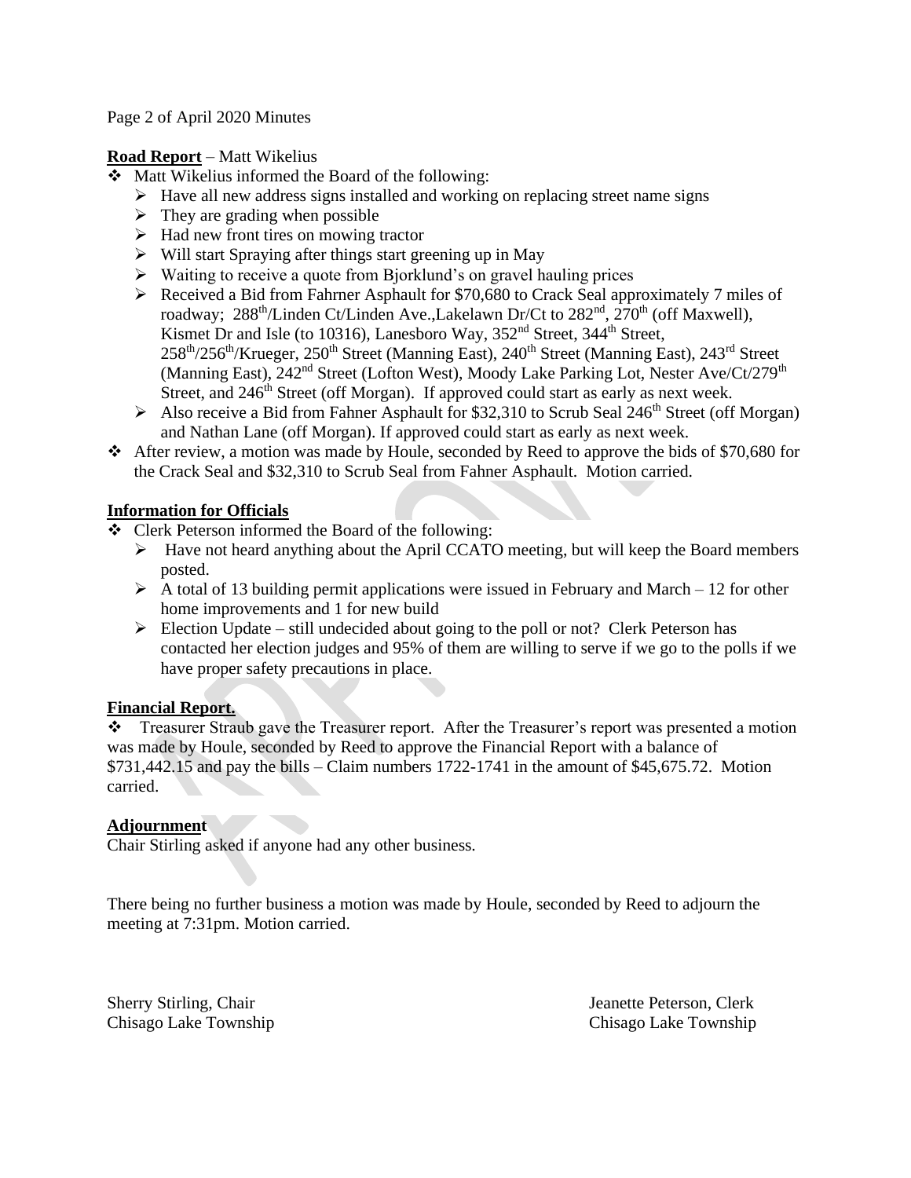Page 2 of April 2020 Minutes

**Road Report** – Matt Wikelius

- Matt Wikelius informed the Board of the following:
  - Have all new address signs installed and working on replacing street name signs
  - They are grading when possible
  - Had new front tires on mowing tractor
  - Will start Spraying after things start greening up in May
  - Waiting to receive a quote from Bjorklund's on gravel hauling prices
  - Received a Bid from Fahrner Asphault for $70,680 to Crack Seal approximately 7 miles of roadway; 288th/Linden Ct/Linden Ave.,Lakelawn Dr/Ct to 282nd, 270th (off Maxwell), Kismet Dr and Isle (to 10316), Lanesboro Way, 352nd Street, 344th Street, 258th/256th/Krueger, 250th Street (Manning East), 240th Street (Manning East), 243rd Street (Manning East), 242nd Street (Lofton West), Moody Lake Parking Lot, Nester Ave/Ct/279th Street, and 246th Street (off Morgan). If approved could start as early as next week.
  - Also receive a Bid from Fahner Asphault for $32,310 to Scrub Seal 246th Street (off Morgan) and Nathan Lane (off Morgan). If approved could start as early as next week.
- After review, a motion was made by Houle, seconded by Reed to approve the bids of $70,680 for the Crack Seal and $32,310 to Scrub Seal from Fahner Asphault. Motion carried.

**Information for Officials**

- Clerk Peterson informed the Board of the following:
  - Have not heard anything about the April CCATO meeting, but will keep the Board members posted.
  - A total of 13 building permit applications were issued in February and March – 12 for other home improvements and 1 for new build
  - Election Update – still undecided about going to the poll or not? Clerk Peterson has contacted her election judges and 95% of them are willing to serve if we go to the polls if we have proper safety precautions in place.

**Financial Report.**

- Treasurer Straub gave the Treasurer report. After the Treasurer's report was presented a motion was made by Houle, seconded by Reed to approve the Financial Report with a balance of $731,442.15 and pay the bills – Claim numbers 1722-1741 in the amount of $45,675.72. Motion carried.

**Adjournment**

Chair Stirling asked if anyone had any other business.

There being no further business a motion was made by Houle, seconded by Reed to adjourn the meeting at 7:31pm. Motion carried.

Sherry Stirling, Chair
Chisago Lake Township

Jeanette Peterson, Clerk
Chisago Lake Township